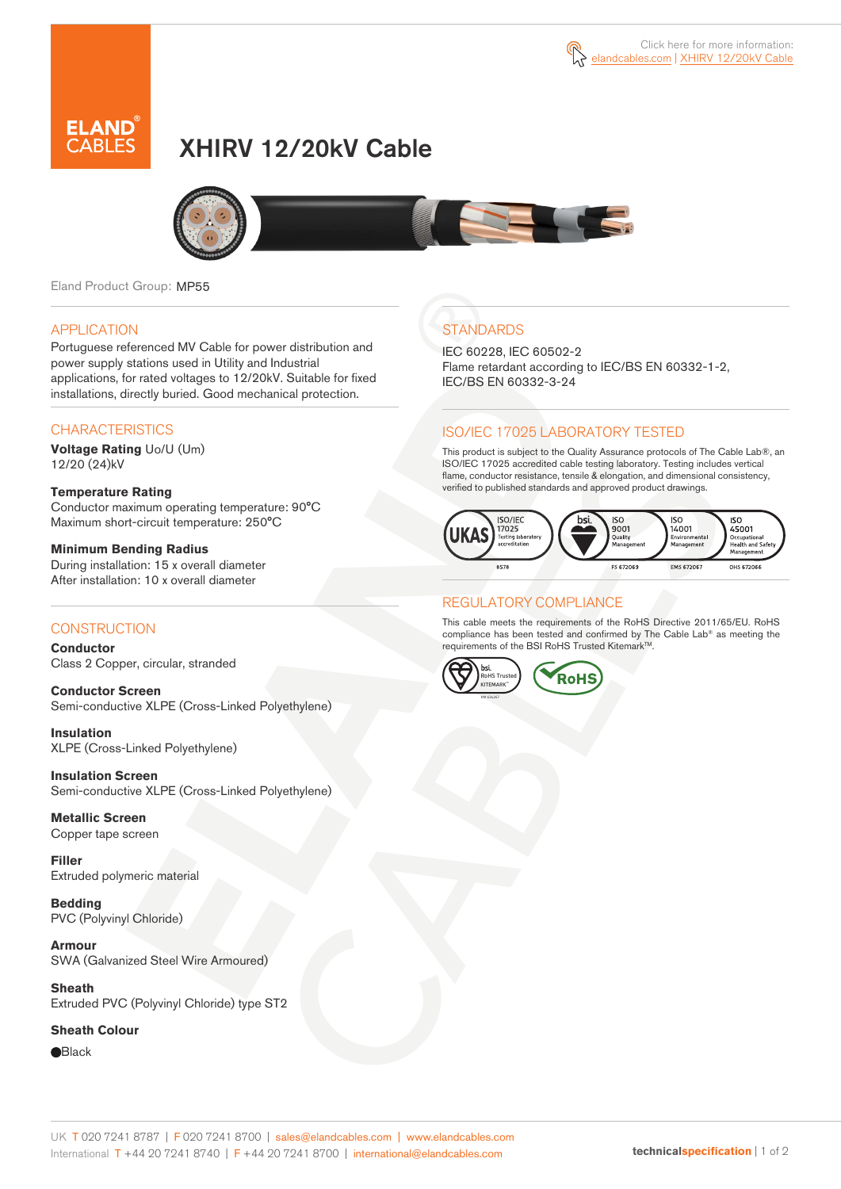Click here for more information: elandcables.com | XHIRV 12/20kV Cable

# XHIRV 12/20kV Cable

Eland Product Group: MP55

## APPLICATION

Portuguese referenced MV Cable for power distribution and power supply stations used in Utility and Industrial applications, for rated voltages to 12/20kV. Suitable for fixed installations, directly buried. Good mechanical protection.

## CHARACTERISTICS

**Voltage Rating** Uo/U (Um)
12/20 (24)kV

**Temperature Rating**
Conductor maximum operating temperature: 90°C
Maximum short-circuit temperature: 250°C

**Minimum Bending Radius**
During installation: 15 x overall diameter
After installation: 10 x overall diameter

## CONSTRUCTION

**Conductor**
Class 2 Copper, circular, stranded

**Conductor Screen**
Semi-conductive XLPE (Cross-Linked Polyethylene)

**Insulation**
XLPE (Cross-Linked Polyethylene)

**Insulation Screen**
Semi-conductive XLPE (Cross-Linked Polyethylene)

**Metallic Screen**
Copper tape screen

**Filler**
Extruded polymeric material

**Bedding**
PVC (Polyvinyl Chloride)

**Armour**
SWA (Galvanized Steel Wire Armoured)

**Sheath**
Extruded PVC (Polyvinyl Chloride) type ST2

**Sheath Colour**
⬤Black

## STANDARDS

IEC 60228, IEC 60502-2
Flame retardant according to IEC/BS EN 60332-1-2, IEC/BS EN 60332-3-24

## ISO/IEC 17025 LABORATORY TESTED

This product is subject to the Quality Assurance protocols of The Cable Lab®, an ISO/IEC 17025 accredited cable testing laboratory. Testing includes vertical flame, conductor resistance, tensile & elongation, and dimensional consistency, verified to published standards and approved product drawings.

UKAS ISO/IEC 17025 Testing laboratory accreditation 8578 | bsi. ISO 9001 Quality Management FS 672069 | ISO 14001 Environmental Management EMS 672067 | ISO 45001 Occupational Health and Safety Management OHS 672066

## REGULATORY COMPLIANCE

This cable meets the requirements of the RoHS Directive 2011/65/EU. RoHS compliance has been tested and confirmed by The Cable Lab® as meeting the requirements of the BSI RoHS Trusted Kitemark™.

bsi. RoHS Trusted KITEMARK™ | RoHS

UK T 020 7241 8787 | F 020 7241 8700 | sales@elandcables.com | www.elandcables.com
International T +44 20 7241 8740 | F +44 20 7241 8700 | international@elandcables.com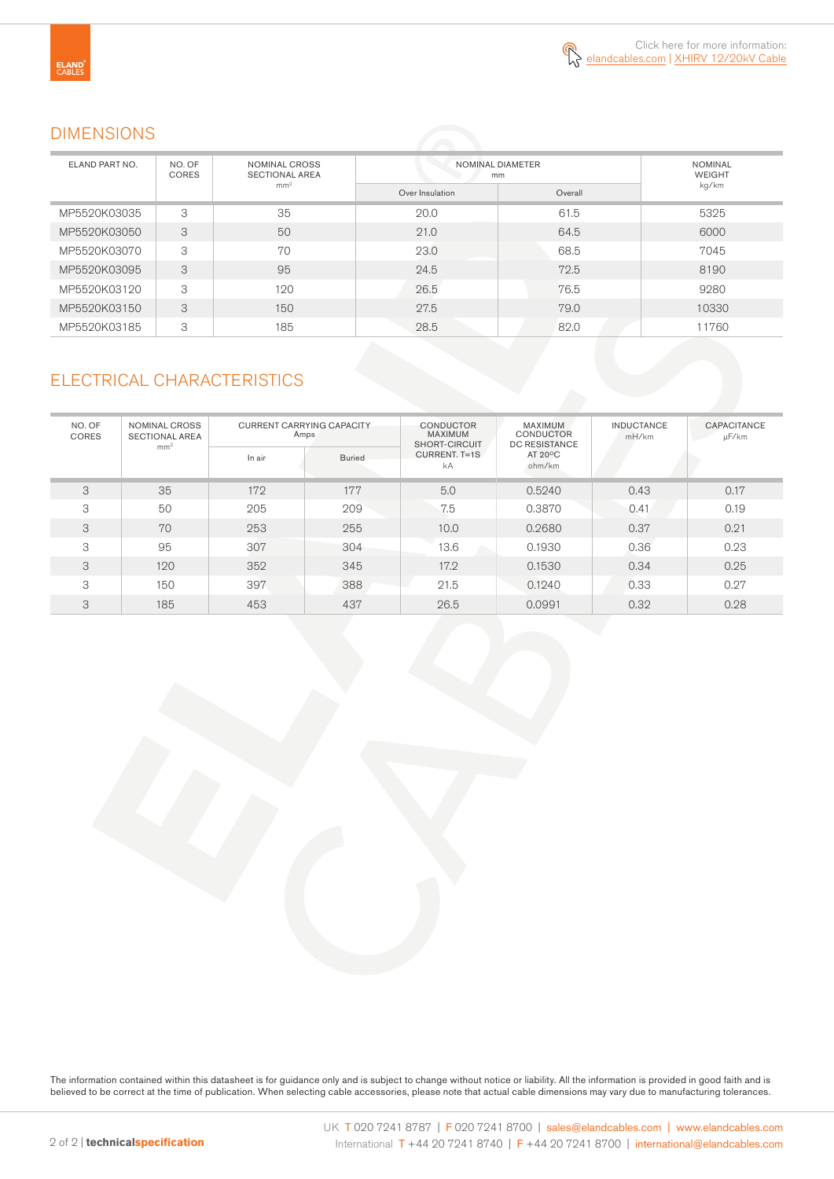Click here for more information: elandcables.com | XHIRV 12/20kV Cable

## DIMENSIONS

| ELAND PART NO. | NO. OF CORES | NOMINAL CROSS SECTIONAL AREA mm² | NOMINAL DIAMETER mm | | NOMINAL WEIGHT kg/km |
|---|---|---|---|---|---|
| | | | Over Insulation | Overall | |
| MP5520K03035 | 3 | 35 | 20.0 | 61.5 | 5325 |
| MP5520K03050 | 3 | 50 | 21.0 | 64.5 | 6000 |
| MP5520K03070 | 3 | 70 | 23.0 | 68.5 | 7045 |
| MP5520K03095 | 3 | 95 | 24.5 | 72.5 | 8190 |
| MP5520K03120 | 3 | 120 | 26.5 | 76.5 | 9280 |
| MP5520K03150 | 3 | 150 | 27.5 | 79.0 | 10330 |
| MP5520K03185 | 3 | 185 | 28.5 | 82.0 | 11760 |

## ELECTRICAL CHARACTERISTICS

| NO. OF CORES | NOMINAL CROSS SECTIONAL AREA mm² | CURRENT CARRYING CAPACITY Amps | | CONDUCTOR MAXIMUM SHORT-CIRCUIT CURRENT. T=1S kA | MAXIMUM CONDUCTOR DC RESISTANCE AT 20ºC ohm/km | INDUCTANCE mH/km | CAPACITANCE µF/km |
|---|---|---|---|---|---|---|---|
| | | In air | Buried | | | | |
| 3 | 35 | 172 | 177 | 5.0 | 0.5240 | 0.43 | 0.17 |
| 3 | 50 | 205 | 209 | 7.5 | 0.3870 | 0.41 | 0.19 |
| 3 | 70 | 253 | 255 | 10.0 | 0.2680 | 0.37 | 0.21 |
| 3 | 95 | 307 | 304 | 13.6 | 0.1930 | 0.36 | 0.23 |
| 3 | 120 | 352 | 345 | 17.2 | 0.1530 | 0.34 | 0.25 |
| 3 | 150 | 397 | 388 | 21.5 | 0.1240 | 0.33 | 0.27 |
| 3 | 185 | 453 | 437 | 26.5 | 0.0991 | 0.32 | 0.28 |

The information contained within this datasheet is for guidance only and is subject to change without notice or liability. All the information is provided in good faith and is believed to be correct at the time of publication. When selecting cable accessories, please note that actual cable dimensions may vary due to manufacturing tolerances.

UK T 020 7241 8787 | F 020 7241 8700 | sales@elandcables.com | www.elandcables.com
International T +44 20 7241 8740 | F +44 20 7241 8700 | international@elandcables.com